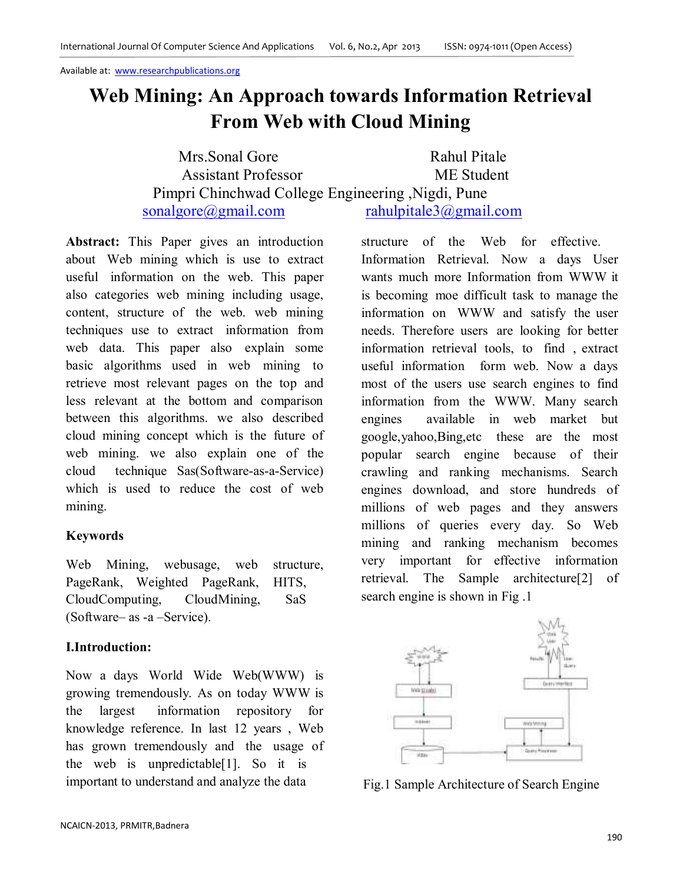Available at: www.researchpublications.org

# Web Mining: An Approach towards Information Retrieval From Web with Cloud Mining

Mrs.Sonal Gore, Assistant Professor
Rahul Pitale, ME Student

Pimpri Chinchwad College Engineering ,Nigdi, Pune

sonalgore@gmail.com    rahulpitale3@gmail.com

**Abstract:** This Paper gives an introduction about Web mining which is use to extract useful information on the web. This paper also categories web mining including usage, content, structure of the web. web mining techniques use to extract information from web data. This paper also explain some basic algorithms used in web mining to retrieve most relevant pages on the top and less relevant at the bottom and comparison between this algorithms. we also described cloud mining concept which is the future of web mining. we also explain one of the cloud technique Sas(Software-as-a-Service) which is used to reduce the cost of web mining.

### Keywords

Web Mining, webusage, web structure, PageRank, Weighted PageRank, HITS, CloudComputing, CloudMining, SaS (Software– as -a –Service).

### I.Introduction:

Now a days World Wide Web(WWW) is growing tremendously. As on today WWW is the largest information repository for knowledge reference. In last 12 years , Web has grown tremendously and the usage of the web is unpredictable[1]. So it is important to understand and analyze the data structure of the Web for effective. Information Retrieval. Now a days User wants much more Information from WWW it is becoming moe difficult task to manage the information on WWW and satisfy the user needs. Therefore users are looking for better information retrieval tools, to find , extract useful information form web. Now a days most of the users use search engines to find information from the WWW. Many search engines available in web market but google,yahoo,Bing,etc these are the most popular search engine because of their crawling and ranking mechanisms. Search engines download, and store hundreds of millions of web pages and they answers millions of queries every day. So Web mining and ranking mechanism becomes very important for effective information retrieval. The Sample architecture[2] of search engine is shown in Fig .1

Fig.1 Sample Architecture of Search Engine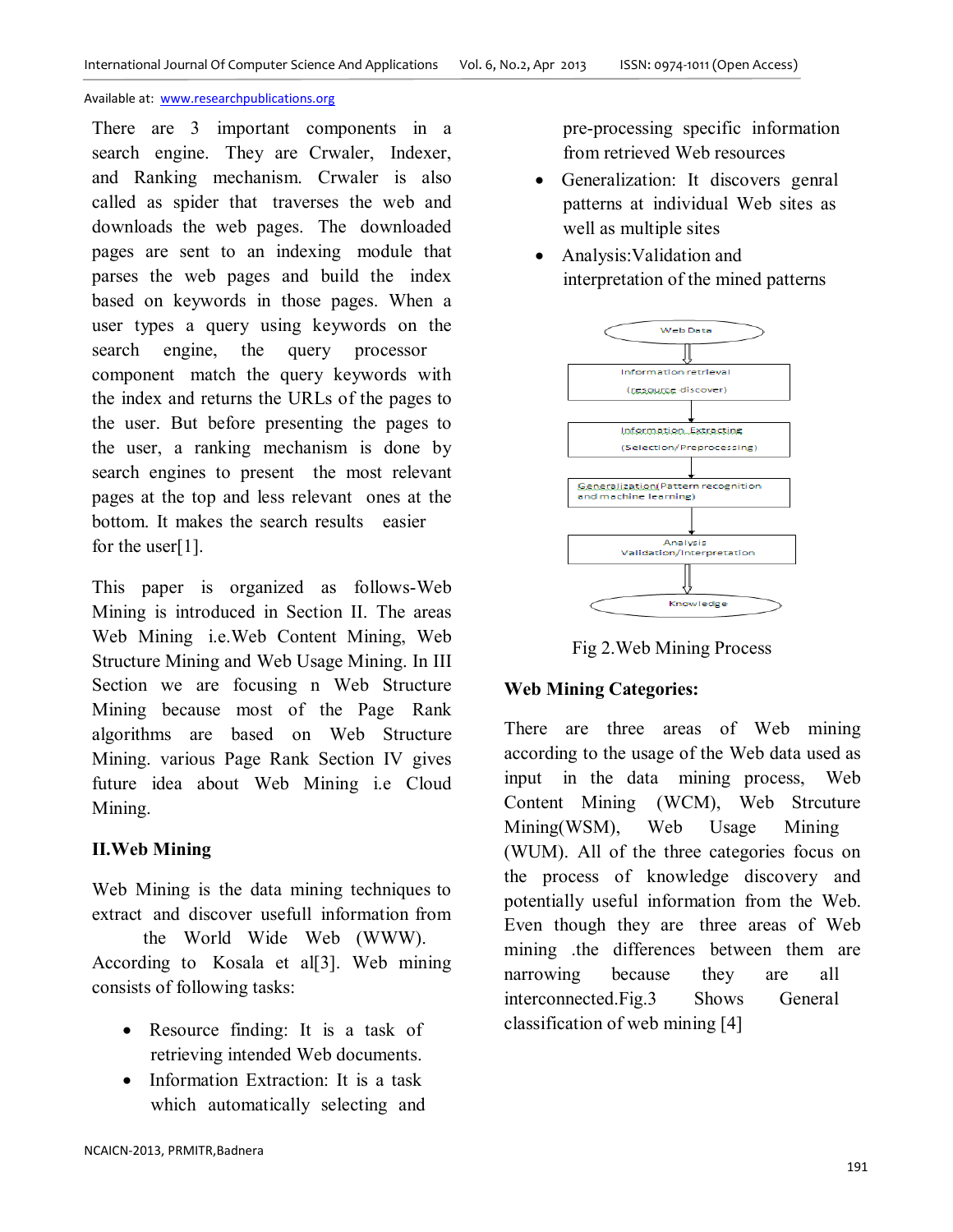There are 3 important components in a search engine. They are Crwaler, Indexer, and Ranking mechanism. Crwaler is also called as spider that traverses the web and downloads the web pages. The downloaded pages are sent to an indexing module that parses the web pages and build the index based on keywords in those pages. When a user types a query using keywords on the search engine, the query processor component match the query keywords with the index and returns the URLs of the pages to the user. But before presenting the pages to the user, a ranking mechanism is done by search engines to present the most relevant pages at the top and less relevant ones at the bottom. It makes the search results easier for the user[1].

This paper is organized as follows-Web Mining is introduced in Section II. The areas Web Mining i.e.Web Content Mining, Web Structure Mining and Web Usage Mining. In III Section we are focusing n Web Structure Mining because most of the Page Rank algorithms are based on Web Structure Mining. various Page Rank Section IV gives future idea about Web Mining i.e Cloud Mining.

## II.Web Mining

Web Mining is the data mining techniques to extract and discover usefull information from the World Wide Web (WWW). According to Kosala et al[3]. Web mining consists of following tasks:

- Resource finding: It is a task of retrieving intended Web documents.
- Information Extraction: It is a task which automatically selecting and pre-processing specific information from retrieved Web resources
- Generalization: It discovers genral patterns at individual Web sites as well as multiple sites
- Analysis:Validation and interpretation of the mined patterns

Web Data → Information retrieval (resource discover) → Information Extracting (Selection/Preprocessing) → Generalization(Pattern recognition and machine learning) → Analysis Validation/Interpretation → Knowledge

Fig 2.Web Mining Process

### Web Mining Categories:

There are three areas of Web mining according to the usage of the Web data used as input in the data mining process, Web Content Mining (WCM), Web Strcuture Mining(WSM), Web Usage Mining (WUM). All of the three categories focus on the process of knowledge discovery and potentially useful information from the Web. Even though they are three areas of Web mining .the differences between them are narrowing because they are all interconnected.Fig.3 Shows General classification of web mining [4]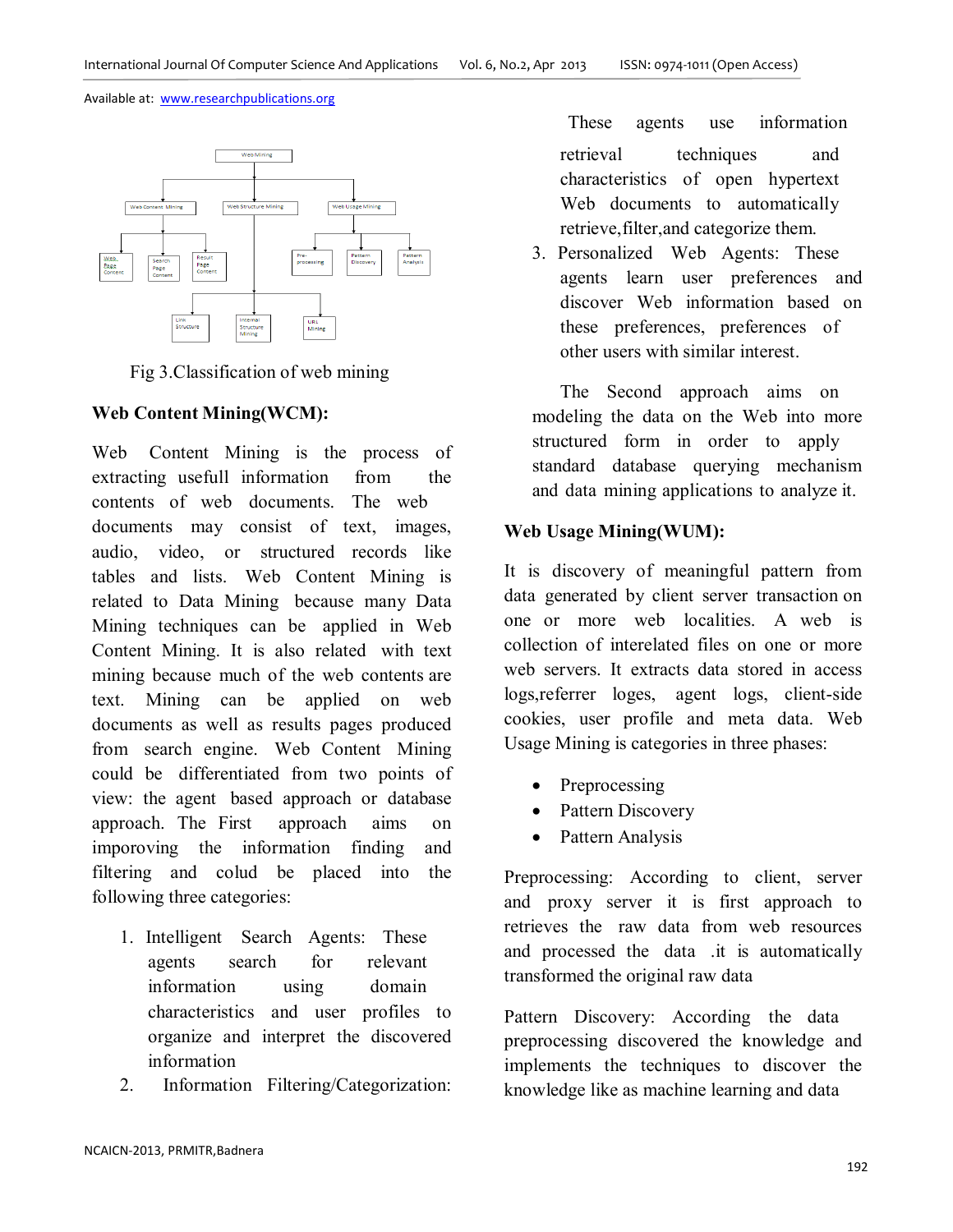Fig 3.Classification of web mining

## Web Content Mining(WCM):

Web Content Mining is the process of extracting usefull information from the contents of web documents. The web documents may consist of text, images, audio, video, or structured records like tables and lists. Web Content Mining is related to Data Mining because many Data Mining techniques can be applied in Web Content Mining. It is also related with text mining because much of the web contents are text. Mining can be applied on web documents as well as results pages produced from search engine. Web Content Mining could be differentiated from two points of view: the agent based approach or database approach. The First approach aims on imporoving the information finding and filtering and colud be placed into the following three categories:

1. Intelligent Search Agents: These agents search for relevant information using domain characteristics and user profiles to organize and interpret the discovered information
2. Information Filtering/Categorization: These agents use information retrieval techniques and characteristics of open hypertext Web documents to automatically retrieve,filter,and categorize them.
3. Personalized Web Agents: These agents learn user preferences and discover Web information based on these preferences, preferences of other users with similar interest.

The Second approach aims on modeling the data on the Web into more structured form in order to apply standard database querying mechanism and data mining applications to analyze it.

## Web Usage Mining(WUM):

It is discovery of meaningful pattern from data generated by client server transaction on one or more web localities. A web is collection of interelated files on one or more web servers. It extracts data stored in access logs,referrer loges, agent logs, client-side cookies, user profile and meta data. Web Usage Mining is categories in three phases:

- Preprocessing
- Pattern Discovery
- Pattern Analysis

Preprocessing: According to client, server and proxy server it is first approach to retrieves the raw data from web resources and processed the data .it is automatically transformed the original raw data

Pattern Discovery: According the data preprocessing discovered the knowledge and implements the techniques to discover the knowledge like as machine learning and data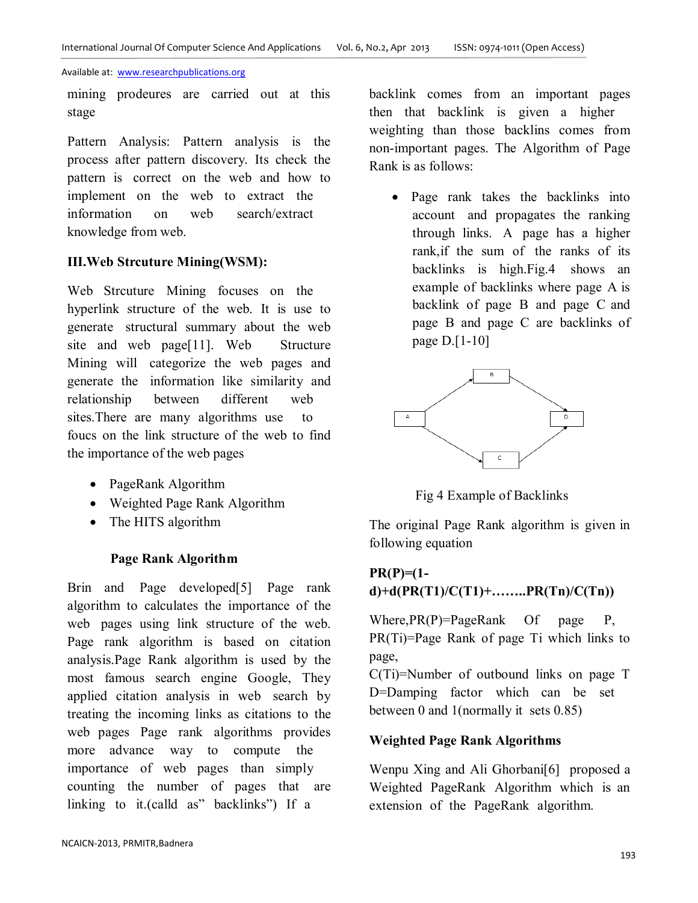mining prodeures are carried out at this stage

Pattern Analysis: Pattern analysis is the process after pattern discovery. Its check the pattern is correct on the web and how to implement on the web to extract the information on web search/extract knowledge from web.

### III.Web Strcuture Mining(WSM):

Web Strcuture Mining focuses on the hyperlink structure of the web. It is use to generate structural summary about the web site and web page[11]. Web Structure Mining will categorize the web pages and generate the information like similarity and relationship between different web sites.There are many algorithms use to foucs on the link structure of the web to find the importance of the web pages

- PageRank Algorithm
- Weighted Page Rank Algorithm
- The HITS algorithm

#### Page Rank Algorithm

Brin and Page developed[5] Page rank algorithm to calculates the importance of the web pages using link structure of the web. Page rank algorithm is based on citation analysis.Page Rank algorithm is used by the most famous search engine Google, They applied citation analysis in web search by treating the incoming links as citations to the web pages Page rank algorithms provides more advance way to compute the importance of web pages than simply counting the number of pages that are linking to it.(calld as" backlinks") If a backlink comes from an important pages then that backlink is given a higher weighting than those backlins comes from non-important pages. The Algorithm of Page Rank is as follows:

- Page rank takes the backlinks into account and propagates the ranking through links. A page has a higher rank,if the sum of the ranks of its backlinks is high.Fig.4 shows an example of backlinks where page A is backlink of page B and page C and page B and page C are backlinks of page D.[1-10]

Fig 4 Example of Backlinks

The original Page Rank algorithm is given in following equation

$$PR(P)=(1-d)+d(PR(T1)/C(T1)+\ldots\ldots PR(Tn)/C(Tn))$$

Where,PR(P)=PageRank Of page P,
PR(Ti)=Page Rank of page Ti which links to page,
C(Ti)=Number of outbound links on page T
D=Damping factor which can be set between 0 and 1(normally it sets 0.85)

#### Weighted Page Rank Algorithms

Wenpu Xing and Ali Ghorbani[6] proposed a Weighted PageRank Algorithm which is an extension of the PageRank algorithm.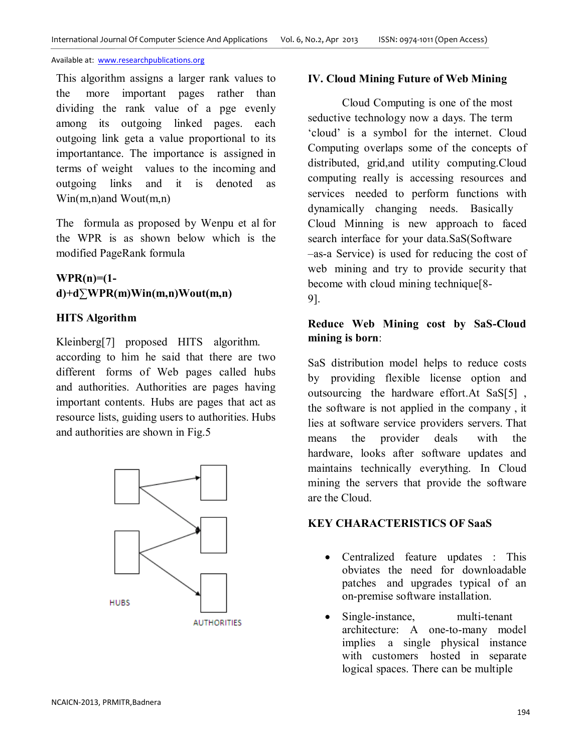This algorithm assigns a larger rank values to the more important pages rather than dividing the rank value of a pge evenly among its outgoing linked pages. each outgoing link geta a value proportional to its importantance. The importance is assigned in terms of weight values to the incoming and outgoing links and it is denoted as Win(m,n)and Wout(m,n)

The formula as proposed by Wenpu et al for the WPR is as shown below which is the modified PageRank formula

$$WPR(n)=(1-d)+d\sum WPR(m)Win(m,n)Wout(m,n)$$

**HITS Algorithm**

Kleinberg[7] proposed HITS algorithm. according to him he said that there are two different forms of Web pages called hubs and authorities. Authorities are pages having important contents. Hubs are pages that act as resource lists, guiding users to authorities. Hubs and authorities are shown in Fig.5

HUBS

AUTHORITIES

## IV. Cloud Mining Future of Web Mining

Cloud Computing is one of the most seductive technology now a days. The term 'cloud' is a symbol for the internet. Cloud Computing overlaps some of the concepts of distributed, grid,and utility computing.Cloud computing really is accessing resources and services needed to perform functions with dynamically changing needs. Basically Cloud Minning is new approach to faced search interface for your data.SaS(Software –as-a Service) is used for reducing the cost of web mining and try to provide security that become with cloud mining technique[8-9].

**Reduce Web Mining cost by SaS-Cloud mining is born**:

SaS distribution model helps to reduce costs by providing flexible license option and outsourcing the hardware effort.At SaS[5] , the software is not applied in the company , it lies at software service providers servers. That means the provider deals with the hardware, looks after software updates and maintains technically everything. In Cloud mining the servers that provide the software are the Cloud.

**KEY CHARACTERISTICS OF SaaS**

- Centralized feature updates : This obviates the need for downloadable patches and upgrades typical of an on-premise software installation.
- Single-instance, multi-tenant architecture: A one-to-many model implies a single physical instance with customers hosted in separate logical spaces. There can be multiple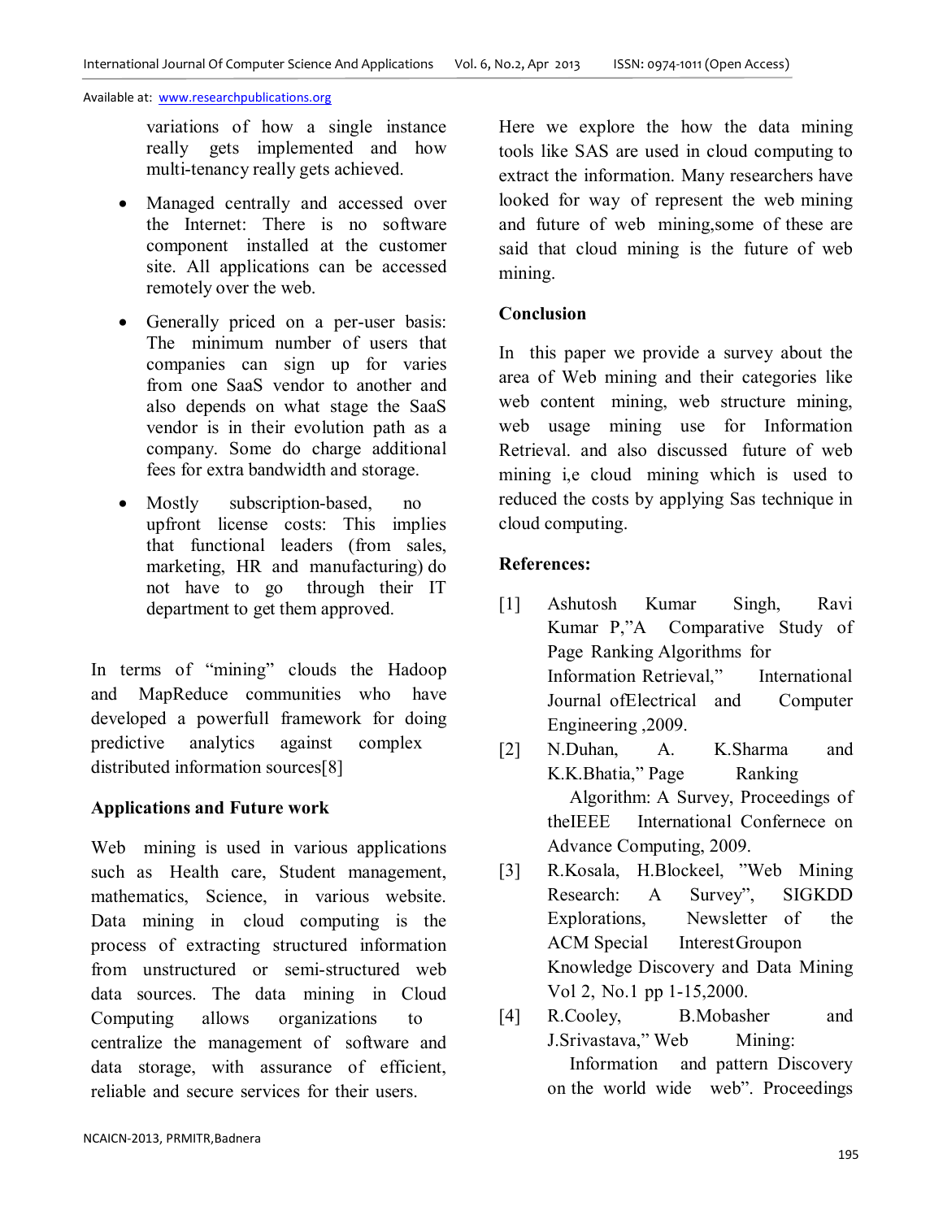variations of how a single instance really gets implemented and how multi-tenancy really gets achieved.

- Managed centrally and accessed over the Internet: There is no software component installed at the customer site. All applications can be accessed remotely over the web.
- Generally priced on a per-user basis: The minimum number of users that companies can sign up for varies from one SaaS vendor to another and also depends on what stage the SaaS vendor is in their evolution path as a company. Some do charge additional fees for extra bandwidth and storage.
- Mostly subscription-based, no upfront license costs: This implies that functional leaders (from sales, marketing, HR and manufacturing) do not have to go through their IT department to get them approved.

In terms of "mining" clouds the Hadoop and MapReduce communities who have developed a powerfull framework for doing predictive analytics against complex distributed information sources[8]

## Applications and Future work

Web mining is used in various applications such as Health care, Student management, mathematics, Science, in various website. Data mining in cloud computing is the process of extracting structured information from unstructured or semi-structured web data sources. The data mining in Cloud Computing allows organizations to centralize the management of software and data storage, with assurance of efficient, reliable and secure services for their users.

Here we explore the how the data mining tools like SAS are used in cloud computing to extract the information. Many researchers have looked for way of represent the web mining and future of web mining,some of these are said that cloud mining is the future of web mining.

## Conclusion

In this paper we provide a survey about the area of Web mining and their categories like web content mining, web structure mining, web usage mining use for Information Retrieval. and also discussed future of web mining i,e cloud mining which is used to reduced the costs by applying Sas technique in cloud computing.

## References:

[1] Ashutosh Kumar Singh, Ravi Kumar P,"A Comparative Study of Page Ranking Algorithms for Information Retrieval," International Journal ofElectrical and Computer Engineering ,2009.

[2] N.Duhan, A. K.Sharma and K.K.Bhatia," Page Ranking Algorithm: A Survey, Proceedings of theIEEE International Confernece on Advance Computing, 2009.

[3] R.Kosala, H.Blockeel, "Web Mining Research: A Survey", SIGKDD Explorations, Newsletter of the ACM Special InterestGroupon Knowledge Discovery and Data Mining Vol 2, No.1 pp 1-15,2000.

[4] R.Cooley, B.Mobasher and J.Srivastava," Web Mining: Information and pattern Discovery on the world wide web". Proceedings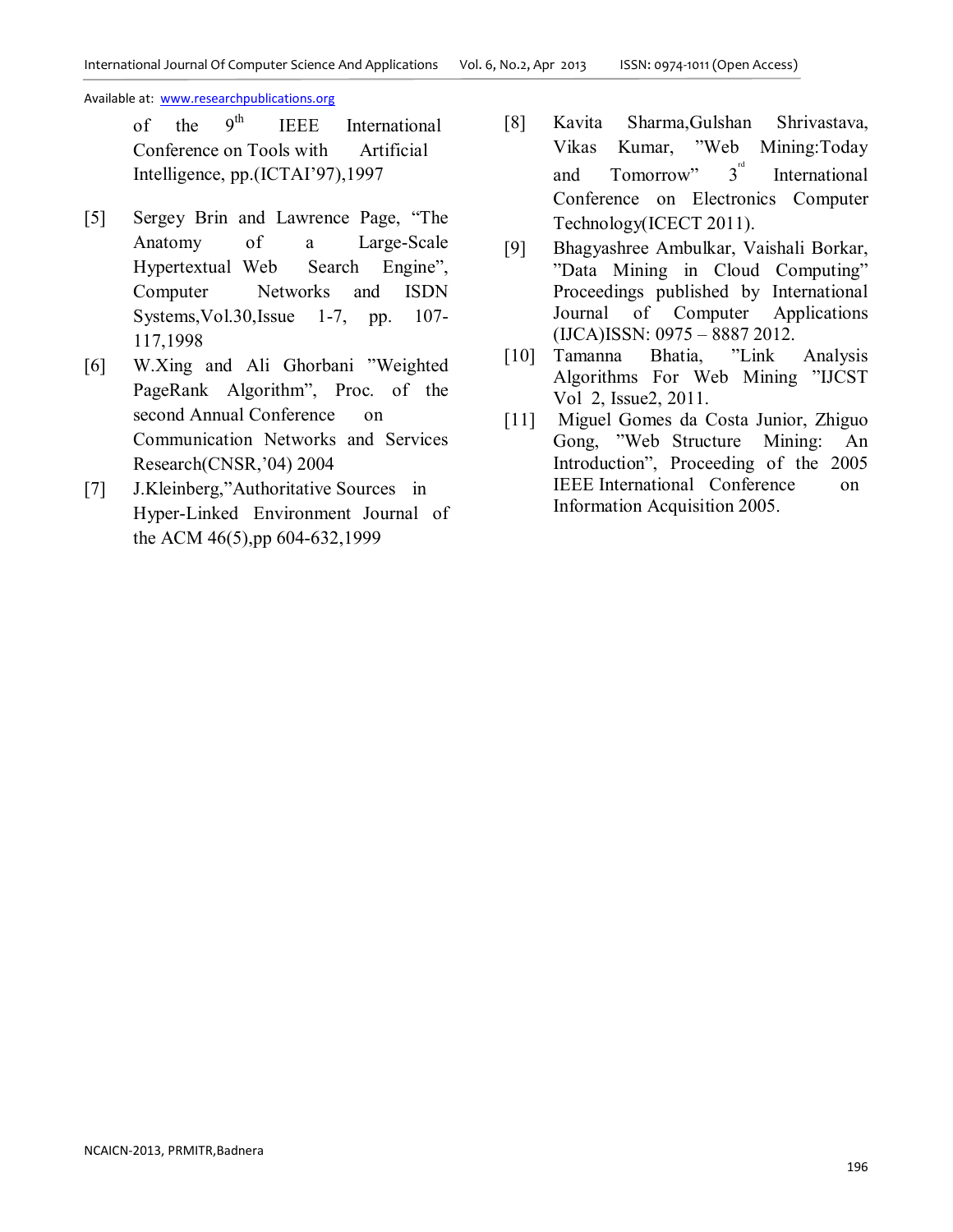of the 9th IEEE International Conference on Tools with Artificial Intelligence, pp.(ICTAI'97),1997

[5] Sergey Brin and Lawrence Page, "The Anatomy of a Large-Scale Hypertextual Web Search Engine", Computer Networks and ISDN Systems,Vol.30,Issue 1-7, pp. 107-117,1998

[6] W.Xing and Ali Ghorbani "Weighted PageRank Algorithm", Proc. of the second Annual Conference on Communication Networks and Services Research(CNSR,'04) 2004

[7] J.Kleinberg,"Authoritative Sources in Hyper-Linked Environment Journal of the ACM 46(5),pp 604-632,1999

[8] Kavita Sharma,Gulshan Shrivastava, Vikas Kumar, "Web Mining:Today and Tomorrow" 3rd International Conference on Electronics Computer Technology(ICECT 2011).

[9] Bhagyashree Ambulkar, Vaishali Borkar, "Data Mining in Cloud Computing" Proceedings published by International Journal of Computer Applications (IJCA)ISSN: 0975 – 8887 2012.

[10] Tamanna Bhatia, "Link Analysis Algorithms For Web Mining "IJCST Vol 2, Issue2, 2011.

[11] Miguel Gomes da Costa Junior, Zhiguo Gong, "Web Structure Mining: An Introduction", Proceeding of the 2005 IEEE International Conference on Information Acquisition 2005.